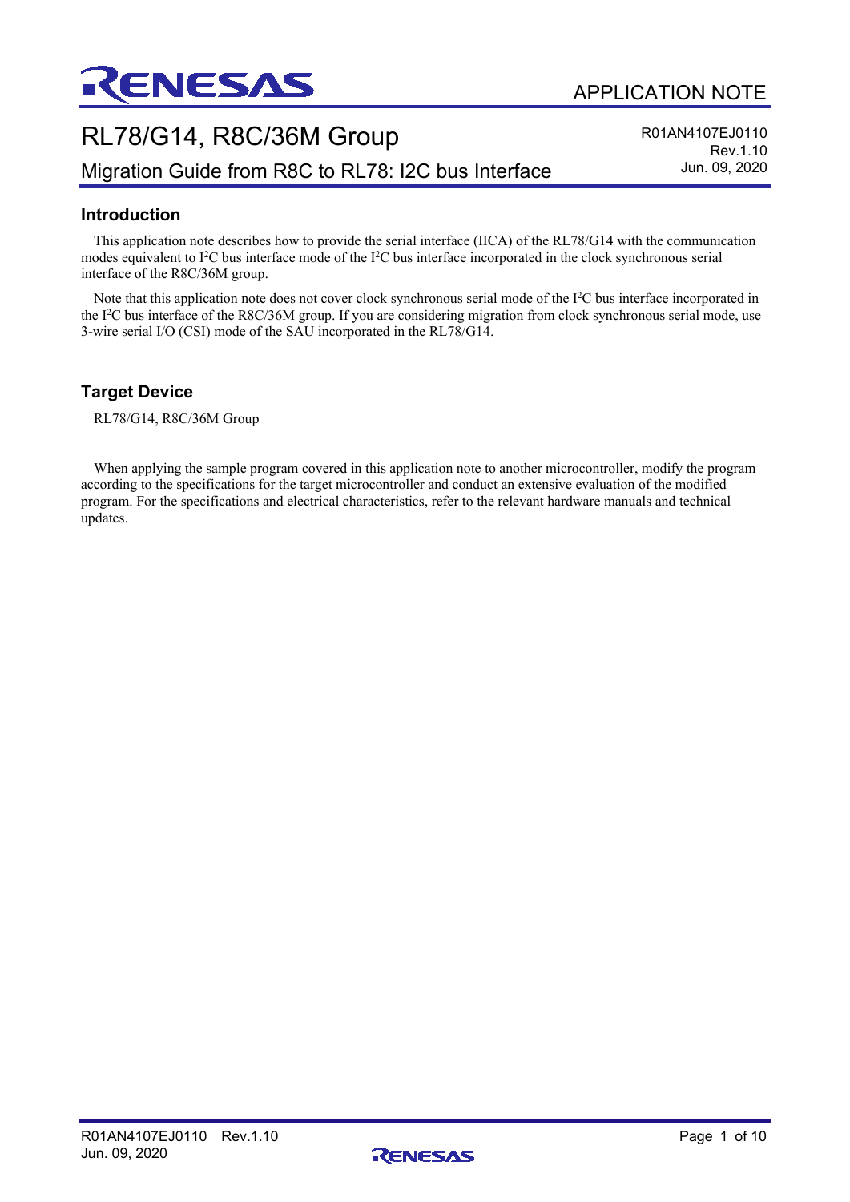APPLICATION NOTE

# RL78/G14, R8C/36M Group

## Migration Guide from R8C to RL78: I2C bus Interface

R01AN4107EJ0110
Rev.1.10
Jun. 09, 2020

## Introduction

This application note describes how to provide the serial interface (IICA) of the RL78/G14 with the communication modes equivalent to I$^2$C bus interface mode of the I$^2$C bus interface incorporated in the clock synchronous serial interface of the R8C/36M group.

Note that this application note does not cover clock synchronous serial mode of the I$^2$C bus interface incorporated in the I$^2$C bus interface of the R8C/36M group. If you are considering migration from clock synchronous serial mode, use 3-wire serial I/O (CSI) mode of the SAU incorporated in the RL78/G14.

## Target Device

RL78/G14, R8C/36M Group

When applying the sample program covered in this application note to another microcontroller, modify the program according to the specifications for the target microcontroller and conduct an extensive evaluation of the modified program. For the specifications and electrical characteristics, refer to the relevant hardware manuals and technical updates.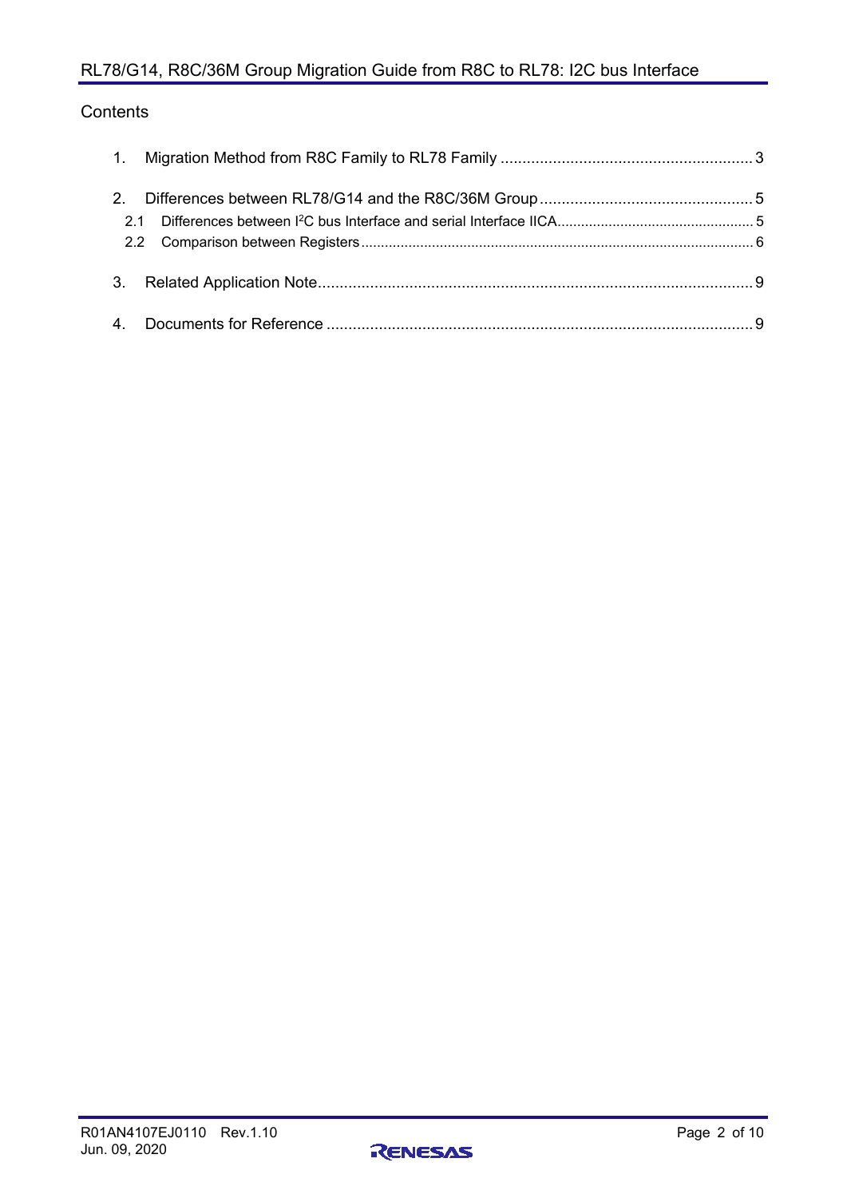## Contents

1. Migration Method from R8C Family to RL78 Family .......................................................... 3

2. Differences between RL78/G14 and the R8C/36M Group ................................................. 5
   - 2.1 Differences between I$^2$C bus Interface and serial Interface IICA ................................................. 5
   - 2.2 Comparison between Registers ................................................................................................. 6

3. Related Application Note .................................................................................................... 9

4. Documents for Reference ................................................................................................... 9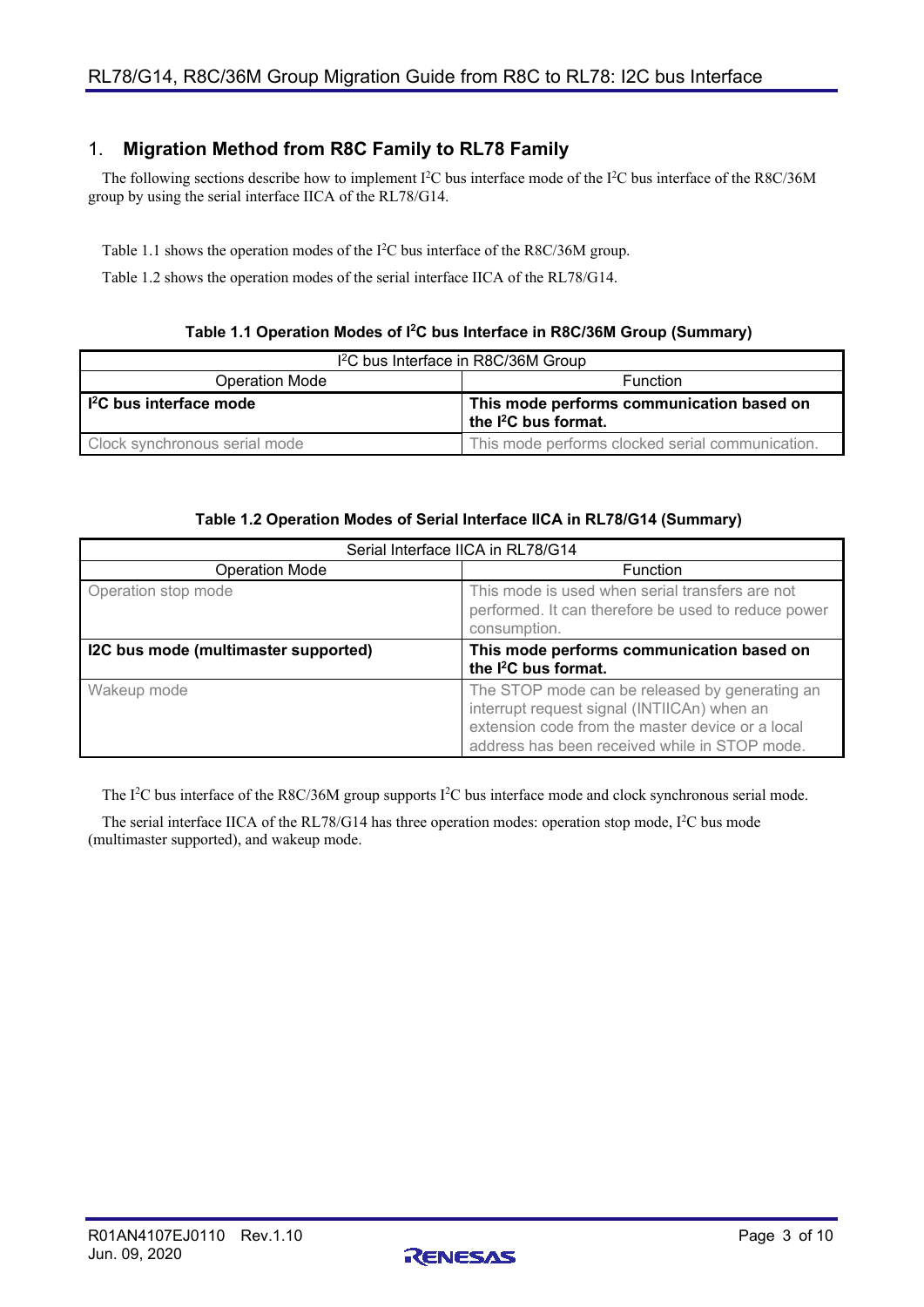## 1. Migration Method from R8C Family to RL78 Family

The following sections describe how to implement I$^2$C bus interface mode of the I$^2$C bus interface of the R8C/36M group by using the serial interface IICA of the RL78/G14.

Table 1.1 shows the operation modes of the I$^2$C bus interface of the R8C/36M group.

Table 1.2 shows the operation modes of the serial interface IICA of the RL78/G14.

**Table 1.1 Operation Modes of I$^2$C bus Interface in R8C/36M Group (Summary)**

| I$^2$C bus Interface in R8C/36M Group | |
|---|---|
| Operation Mode | Function |
| **I$^2$C bus interface mode** | **This mode performs communication based on the I$^2$C bus format.** |
| Clock synchronous serial mode | This mode performs clocked serial communication. |

**Table 1.2 Operation Modes of Serial Interface IICA in RL78/G14 (Summary)**

| Serial Interface IICA in RL78/G14 | |
|---|---|
| Operation Mode | Function |
| Operation stop mode | This mode is used when serial transfers are not performed. It can therefore be used to reduce power consumption. |
| **I2C bus mode (multimaster supported)** | **This mode performs communication based on the I$^2$C bus format.** |
| Wakeup mode | The STOP mode can be released by generating an interrupt request signal (INTIICAn) when an extension code from the master device or a local address has been received while in STOP mode. |

The I$^2$C bus interface of the R8C/36M group supports I$^2$C bus interface mode and clock synchronous serial mode.

The serial interface IICA of the RL78/G14 has three operation modes: operation stop mode, I$^2$C bus mode (multimaster supported), and wakeup mode.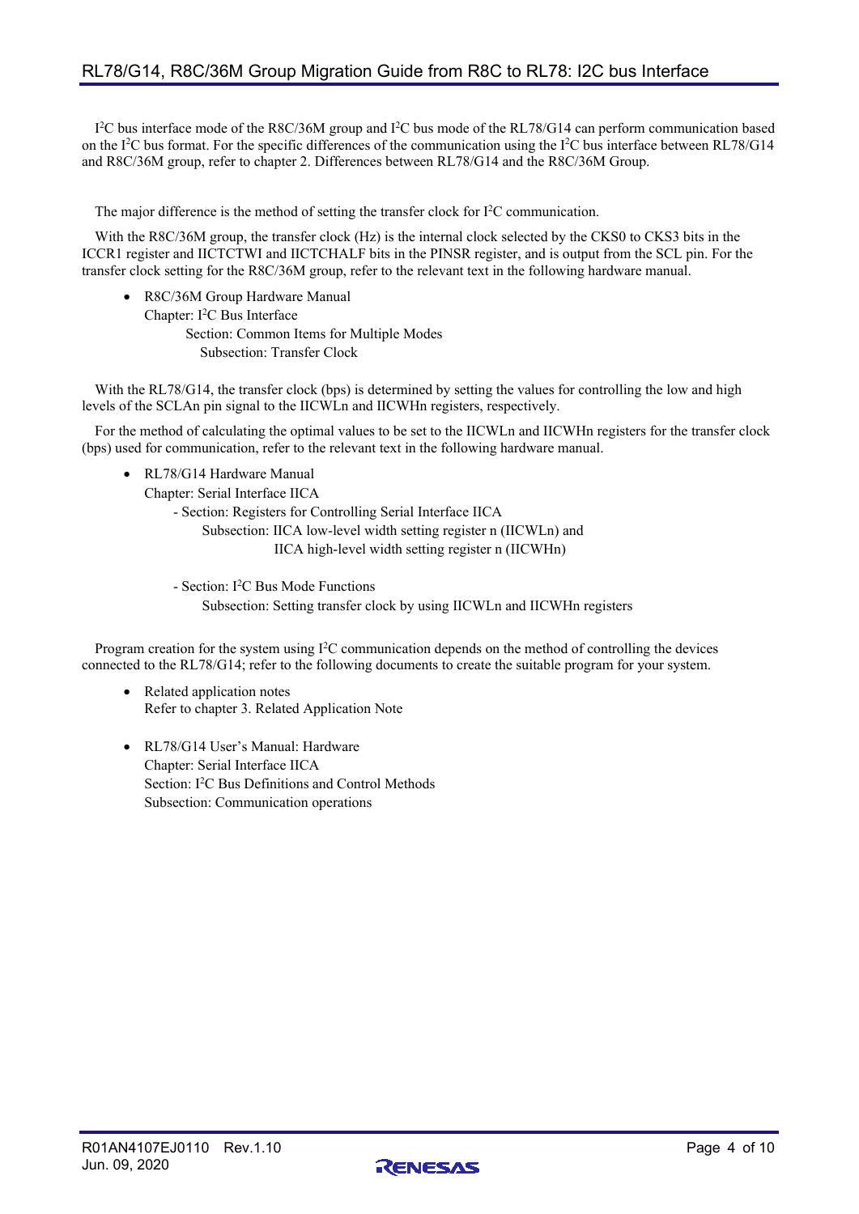$I^2C$ bus interface mode of the R8C/36M group and $I^2C$ bus mode of the RL78/G14 can perform communication based on the $I^2C$ bus format. For the specific differences of the communication using the $I^2C$ bus interface between RL78/G14 and R8C/36M group, refer to chapter 2. Differences between RL78/G14 and the R8C/36M Group.

The major difference is the method of setting the transfer clock for $I^2C$ communication.

With the R8C/36M group, the transfer clock (Hz) is the internal clock selected by the CKS0 to CKS3 bits in the ICCR1 register and IICTCTWI and IICTCHALF bits in the PINSR register, and is output from the SCL pin. For the transfer clock setting for the R8C/36M group, refer to the relevant text in the following hardware manual.

- R8C/36M Group Hardware Manual
  Chapter: $I^2C$ Bus Interface
  Section: Common Items for Multiple Modes
  Subsection: Transfer Clock

With the RL78/G14, the transfer clock (bps) is determined by setting the values for controlling the low and high levels of the SCLAn pin signal to the IICWLn and IICWHn registers, respectively.

For the method of calculating the optimal values to be set to the IICWLn and IICWHn registers for the transfer clock (bps) used for communication, refer to the relevant text in the following hardware manual.

- RL78/G14 Hardware Manual
  Chapter: Serial Interface IICA
  - Section: Registers for Controlling Serial Interface IICA
    Subsection: IICA low-level width setting register n (IICWLn) and IICA high-level width setting register n (IICWHn)
  - Section: $I^2C$ Bus Mode Functions
    Subsection: Setting transfer clock by using IICWLn and IICWHn registers

Program creation for the system using $I^2C$ communication depends on the method of controlling the devices connected to the RL78/G14; refer to the following documents to create the suitable program for your system.

- Related application notes
  Refer to chapter 3. Related Application Note

- RL78/G14 User's Manual: Hardware
  Chapter: Serial Interface IICA
  Section: $I^2C$ Bus Definitions and Control Methods
  Subsection: Communication operations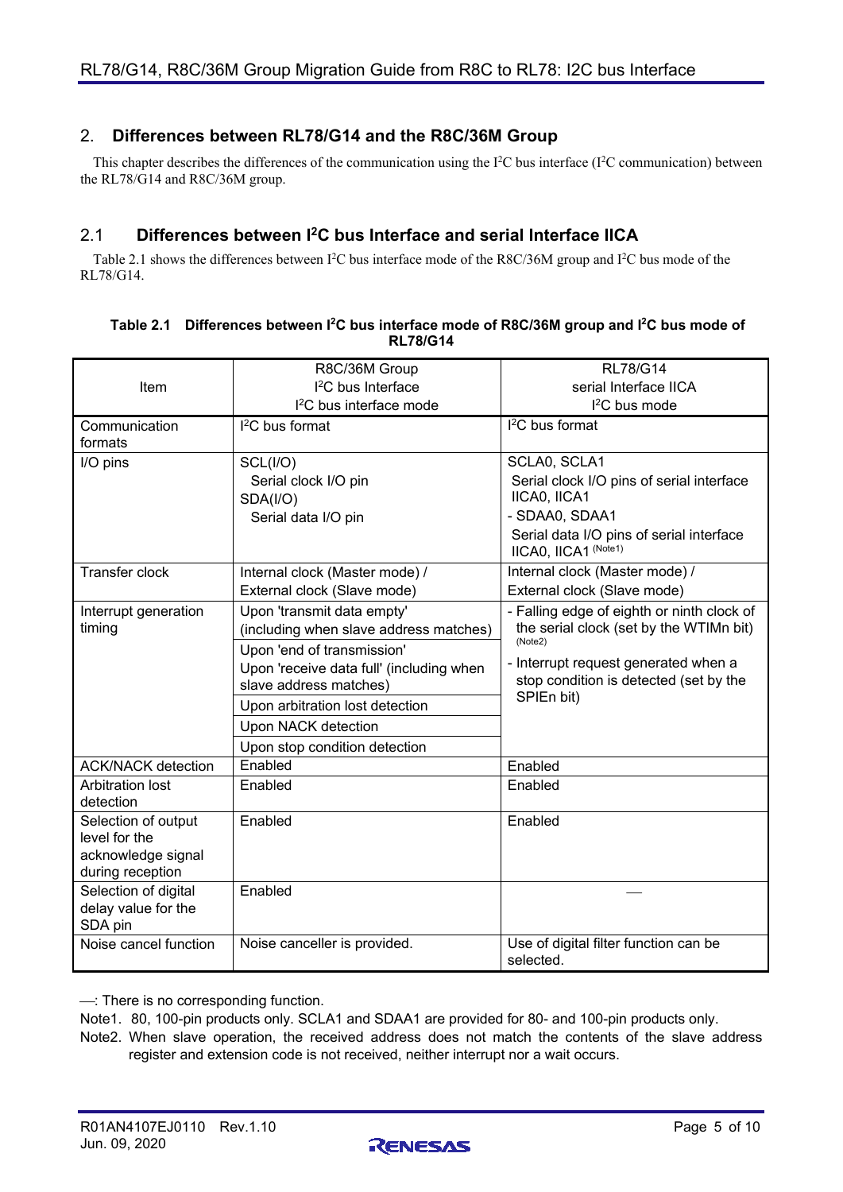## 2. Differences between RL78/G14 and the R8C/36M Group

This chapter describes the differences of the communication using the I$^2$C bus interface (I$^2$C communication) between the RL78/G14 and R8C/36M group.

### 2.1 Differences between I$^2$C bus Interface and serial Interface IICA

Table 2.1 shows the differences between I$^2$C bus interface mode of the R8C/36M group and I$^2$C bus mode of the RL78/G14.

**Table 2.1 Differences between I$^2$C bus interface mode of R8C/36M group and I$^2$C bus mode of RL78/G14**

| Item | R8C/36M Group<br>I$^2$C bus Interface<br>I$^2$C bus interface mode | RL78/G14<br>serial Interface IICA<br>I$^2$C bus mode |
|---|---|---|
| Communication formats | I$^2$C bus format | I$^2$C bus format |
| I/O pins | SCL(I/O)<br>Serial clock I/O pin<br>SDA(I/O)<br>Serial data I/O pin | SCLA0, SCLA1<br>Serial clock I/O pins of serial interface IICA0, IICA1<br>- SDAA0, SDAA1<br>Serial data I/O pins of serial interface IICA0, IICA1 (Note1) |
| Transfer clock | Internal clock (Master mode) /<br>External clock (Slave mode) | Internal clock (Master mode) /<br>External clock (Slave mode) |
| Interrupt generation timing | Upon 'transmit data empty' (including when slave address matches)<br>Upon 'end of transmission'<br>Upon 'receive data full' (including when slave address matches)<br>Upon arbitration lost detection<br>Upon NACK detection<br>Upon stop condition detection | - Falling edge of eighth or ninth clock of the serial clock (set by the WTIMn bit) (Note2)<br>- Interrupt request generated when a stop condition is detected (set by the SPIEn bit) |
| ACK/NACK detection | Enabled | Enabled |
| Arbitration lost detection | Enabled | Enabled |
| Selection of output level for the acknowledge signal during reception | Enabled | Enabled |
| Selection of digital delay value for the SDA pin | Enabled | — |
| Noise cancel function | Noise canceller is provided. | Use of digital filter function can be selected. |

—: There is no corresponding function.

Note1. 80, 100-pin products only. SCLA1 and SDAA1 are provided for 80- and 100-pin products only.

Note2. When slave operation, the received address does not match the contents of the slave address register and extension code is not received, neither interrupt nor a wait occurs.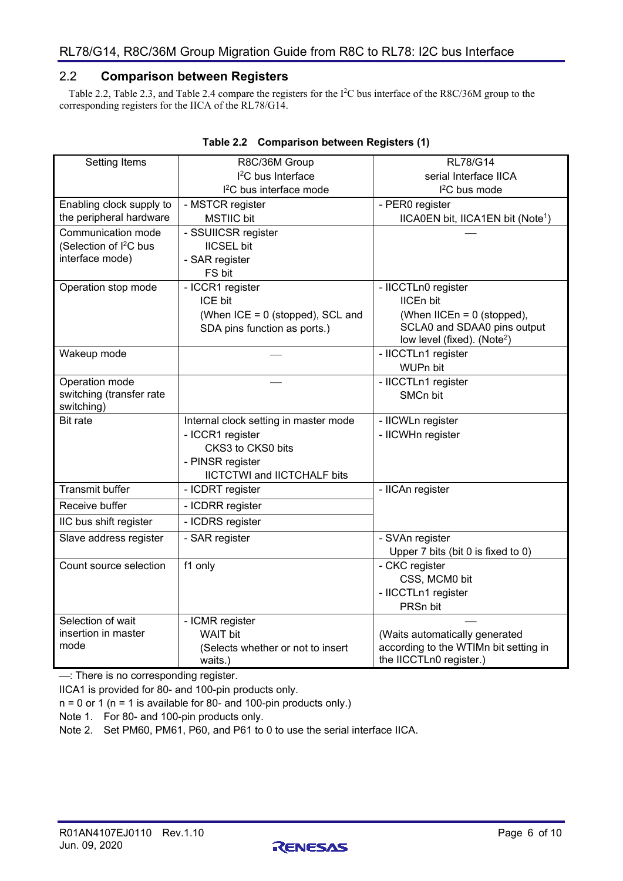## 2.2 Comparison between Registers

Table 2.2, Table 2.3, and Table 2.4 compare the registers for the $I^2C$ bus interface of the R8C/36M group to the corresponding registers for the IICA of the RL78/G14.

**Table 2.2 Comparison between Registers (1)**

| Setting Items | R8C/36M Group $I^2C$ bus Interface $I^2C$ bus interface mode | RL78/G14 serial Interface IICA $I^2C$ bus mode |
|---|---|---|
| Enabling clock supply to the peripheral hardware | - MSTCR register MSTIIC bit | - PER0 register IICA0EN bit, IICA1EN bit (Note[1]) |
| Communication mode (Selection of $I^2C$ bus interface mode) | - SSUIICSR register IICSEL bit - SAR register FS bit | — |
| Operation stop mode | - ICCR1 register ICE bit (When ICE = 0 (stopped), SCL and SDA pins function as ports.) | - IICCTLn0 register IICEn bit (When IICEn = 0 (stopped), SCLA0 and SDAA0 pins output low level (fixed). (Note[2]) |
| Wakeup mode | — | - IICCTLn1 register WUPn bit |
| Operation mode switching (transfer rate switching) | — | - IICCTLn1 register SMCn bit |
| Bit rate | Internal clock setting in master mode - ICCR1 register CKS3 to CKS0 bits - PINSR register IICTCTWI and IICTCHALF bits | - IICWLn register - IICWHn register |
| Transmit buffer | - ICDRT register | - IICAn register |
| Receive buffer | - ICDRR register | |
| IIC bus shift register | - ICDRS register | |
| Slave address register | - SAR register | - SVAn register Upper 7 bits (bit 0 is fixed to 0) |
| Count source selection | f1 only | - CKC register CSS, MCM0 bit - IICCTLn1 register PRSn bit |
| Selection of wait insertion in master mode | - ICMR register WAIT bit (Selects whether or not to insert waits.) | — (Waits automatically generated according to the WTIMn bit setting in the IICCTLn0 register.) |

—: There is no corresponding register.

IICA1 is provided for 80- and 100-pin products only.

n = 0 or 1 (n = 1 is available for 80- and 100-pin products only.)

Note 1. For 80- and 100-pin products only.

Note 2. Set PM60, PM61, P60, and P61 to 0 to use the serial interface IICA.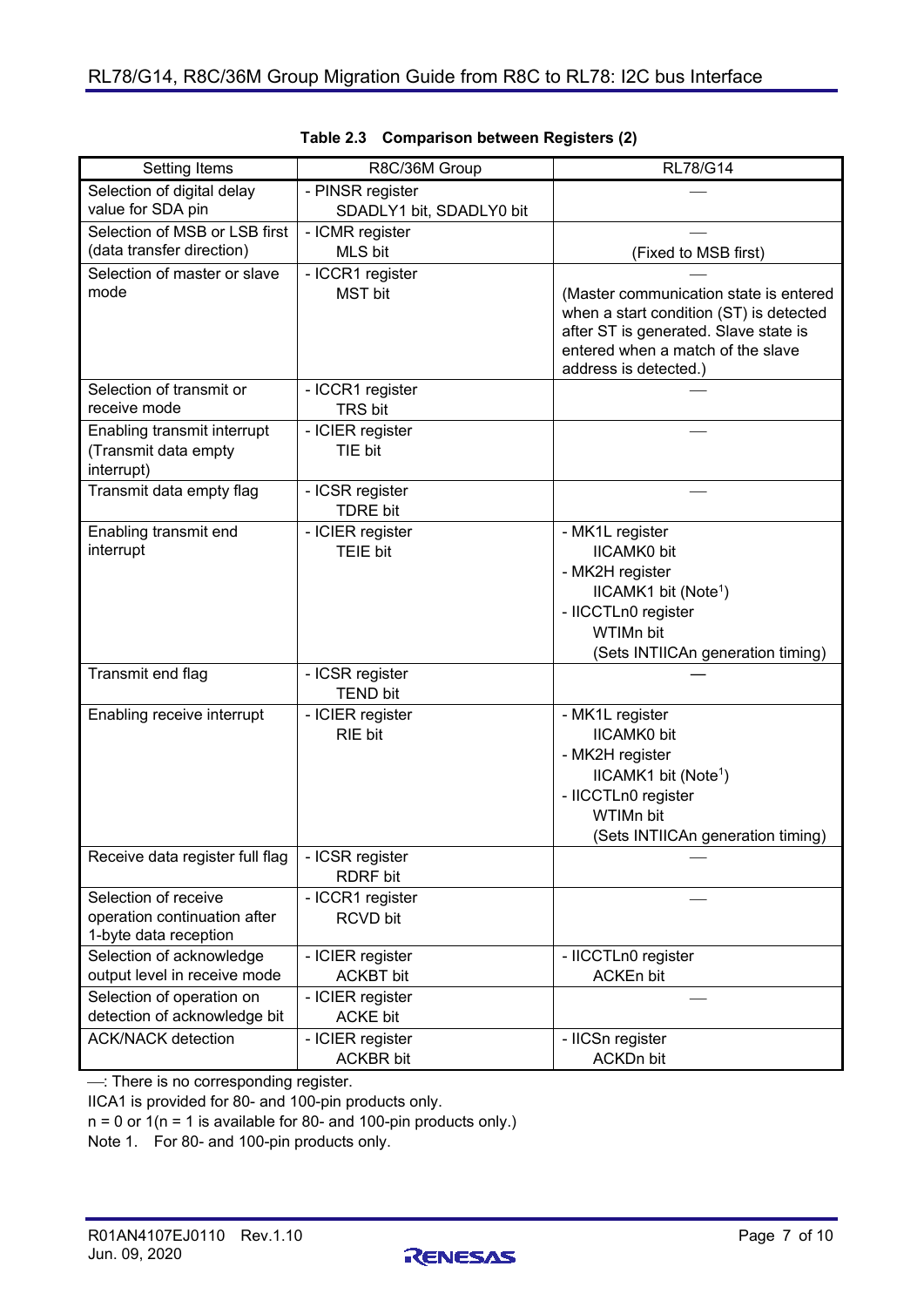**Table 2.3 Comparison between Registers (2)**

| Setting Items | R8C/36M Group | RL78/G14 |
|---|---|---|
| Selection of digital delay value for SDA pin | - PINSR register SDADLY1 bit, SDADLY0 bit | — |
| Selection of MSB or LSB first (data transfer direction) | - ICMR register MLS bit | — (Fixed to MSB first) |
| Selection of master or slave mode | - ICCR1 register MST bit | — (Master communication state is entered when a start condition (ST) is detected after ST is generated. Slave state is entered when a match of the slave address is detected.) |
| Selection of transmit or receive mode | - ICCR1 register TRS bit | — |
| Enabling transmit interrupt (Transmit data empty interrupt) | - ICIER register TIE bit | — |
| Transmit data empty flag | - ICSR register TDRE bit | — |
| Enabling transmit end interrupt | - ICIER register TEIE bit | - MK1L register IICAMK0 bit<br>- MK2H register IICAMK1 bit (Note[1])<br>- IICCTLn0 register WTIMn bit (Sets INTIICAn generation timing) |
| Transmit end flag | - ICSR register TEND bit | — |
| Enabling receive interrupt | - ICIER register RIE bit | - MK1L register IICAMK0 bit<br>- MK2H register IICAMK1 bit (Note[1])<br>- IICCTLn0 register WTIMn bit (Sets INTIICAn generation timing) |
| Receive data register full flag | - ICSR register RDRF bit | — |
| Selection of receive operation continuation after 1-byte data reception | - ICCR1 register RCVD bit | — |
| Selection of acknowledge output level in receive mode | - ICIER register ACKBT bit | - IICCTLn0 register ACKEn bit |
| Selection of operation on detection of acknowledge bit | - ICIER register ACKE bit | — |
| ACK/NACK detection | - ICIER register ACKBR bit | - IICSn register ACKDn bit |

—: There is no corresponding register.

IICA1 is provided for 80- and 100-pin products only.

n = 0 or 1(n = 1 is available for 80- and 100-pin products only.)

Note 1. For 80- and 100-pin products only.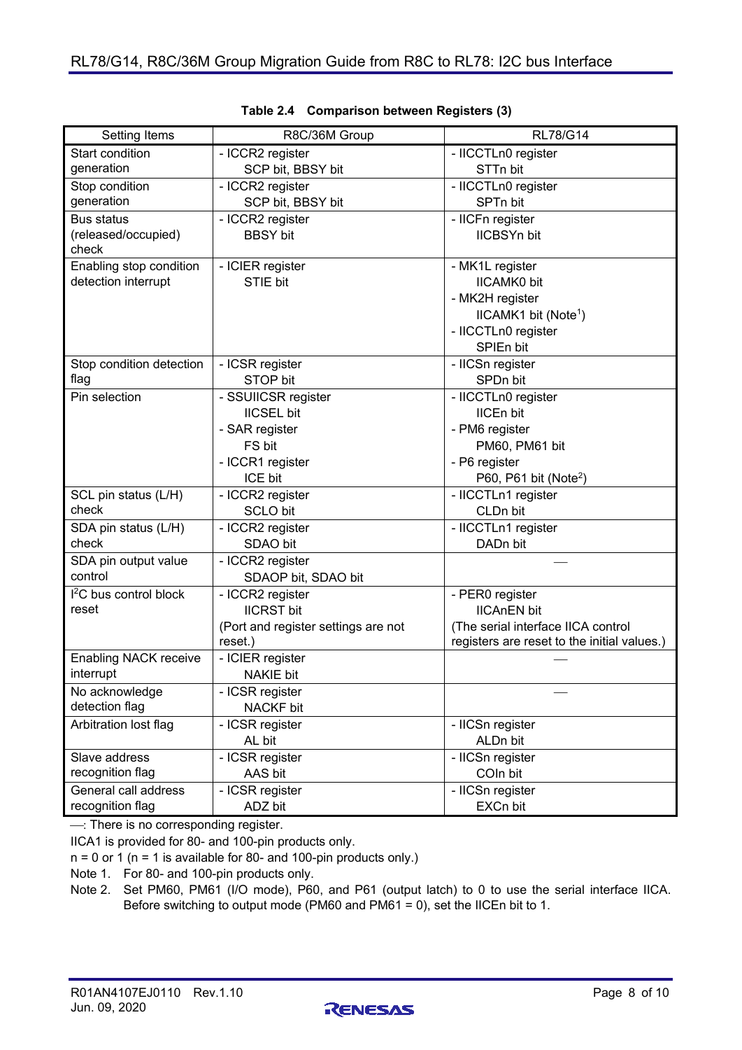**Table 2.4 Comparison between Registers (3)**

| Setting Items | R8C/36M Group | RL78/G14 |
|---|---|---|
| Start condition generation | - ICCR2 register<br>SCP bit, BBSY bit | - IICCTLn0 register<br>STTn bit |
| Stop condition generation | - ICCR2 register<br>SCP bit, BBSY bit | - IICCTLn0 register<br>SPTn bit |
| Bus status (released/occupied) check | - ICCR2 register<br>BBSY bit | - IICFn register<br>IICBSYn bit |
| Enabling stop condition detection interrupt | - ICIER register<br>STIE bit | - MK1L register<br>IICAMK0 bit<br>- MK2H register<br>IICAMK1 bit (Note[1])<br>- IICCTLn0 register<br>SPIEn bit |
| Stop condition detection flag | - ICSR register<br>STOP bit | - IICSn register<br>SPDn bit |
| Pin selection | - SSUIICSR register<br>IICSEL bit<br>- SAR register<br>FS bit<br>- ICCR1 register<br>ICE bit | - IICCTLn0 register<br>IICEn bit<br>- PM6 register<br>PM60, PM61 bit<br>- P6 register<br>P60, P61 bit (Note[2]) |
| SCL pin status (L/H) check | - ICCR2 register<br>SCLO bit | - IICCTLn1 register<br>CLDn bit |
| SDA pin status (L/H) check | - ICCR2 register<br>SDAO bit | - IICCTLn1 register<br>DADn bit |
| SDA pin output value control | - ICCR2 register<br>SDAOP bit, SDAO bit | — |
| $I^2C$ bus control block reset | - ICCR2 register<br>IICRST bit<br>(Port and register settings are not reset.) | - PER0 register<br>IICAnEN bit<br>(The serial interface IICA control registers are reset to the initial values.) |
| Enabling NACK receive interrupt | - ICIER register<br>NAKIE bit | — |
| No acknowledge detection flag | - ICSR register<br>NACKF bit | — |
| Arbitration lost flag | - ICSR register<br>AL bit | - IICSn register<br>ALDn bit |
| Slave address recognition flag | - ICSR register<br>AAS bit | - IICSn register<br>COIn bit |
| General call address recognition flag | - ICSR register<br>ADZ bit | - IICSn register<br>EXCn bit |

—: There is no corresponding register.

IICA1 is provided for 80- and 100-pin products only.

n = 0 or 1 (n = 1 is available for 80- and 100-pin products only.)

Note 1. For 80- and 100-pin products only.

Note 2. Set PM60, PM61 (I/O mode), P60, and P61 (output latch) to 0 to use the serial interface IICA. Before switching to output mode (PM60 and PM61 = 0), set the IICEn bit to 1.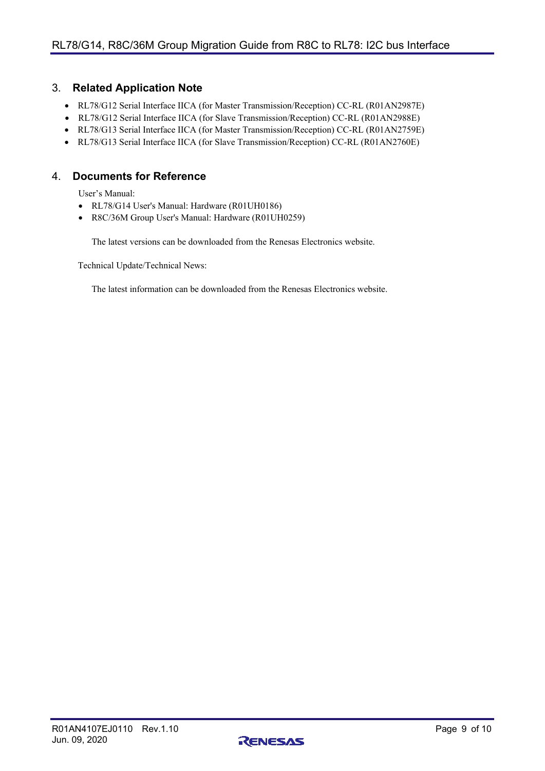## 3. Related Application Note

- RL78/G12 Serial Interface IICA (for Master Transmission/Reception) CC-RL (R01AN2987E)
- RL78/G12 Serial Interface IICA (for Slave Transmission/Reception) CC-RL (R01AN2988E)
- RL78/G13 Serial Interface IICA (for Master Transmission/Reception) CC-RL (R01AN2759E)
- RL78/G13 Serial Interface IICA (for Slave Transmission/Reception) CC-RL (R01AN2760E)

## 4. Documents for Reference

User's Manual:

- RL78/G14 User's Manual: Hardware (R01UH0186)
- R8C/36M Group User's Manual: Hardware (R01UH0259)

The latest versions can be downloaded from the Renesas Electronics website.

Technical Update/Technical News:

The latest information can be downloaded from the Renesas Electronics website.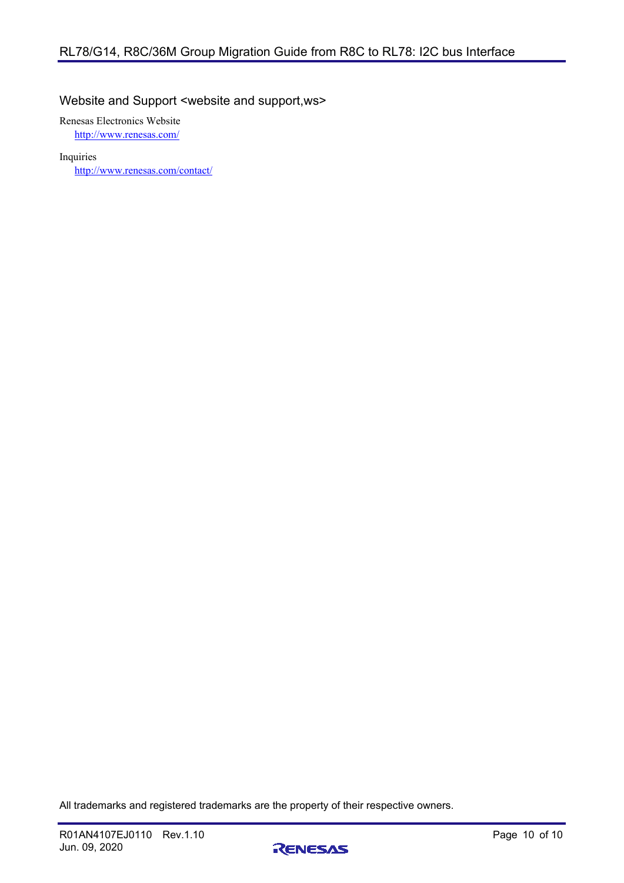## Website and Support <website and support,ws>

Renesas Electronics Website

http://www.renesas.com/

Inquiries

http://www.renesas.com/contact/

All trademarks and registered trademarks are the property of their respective owners.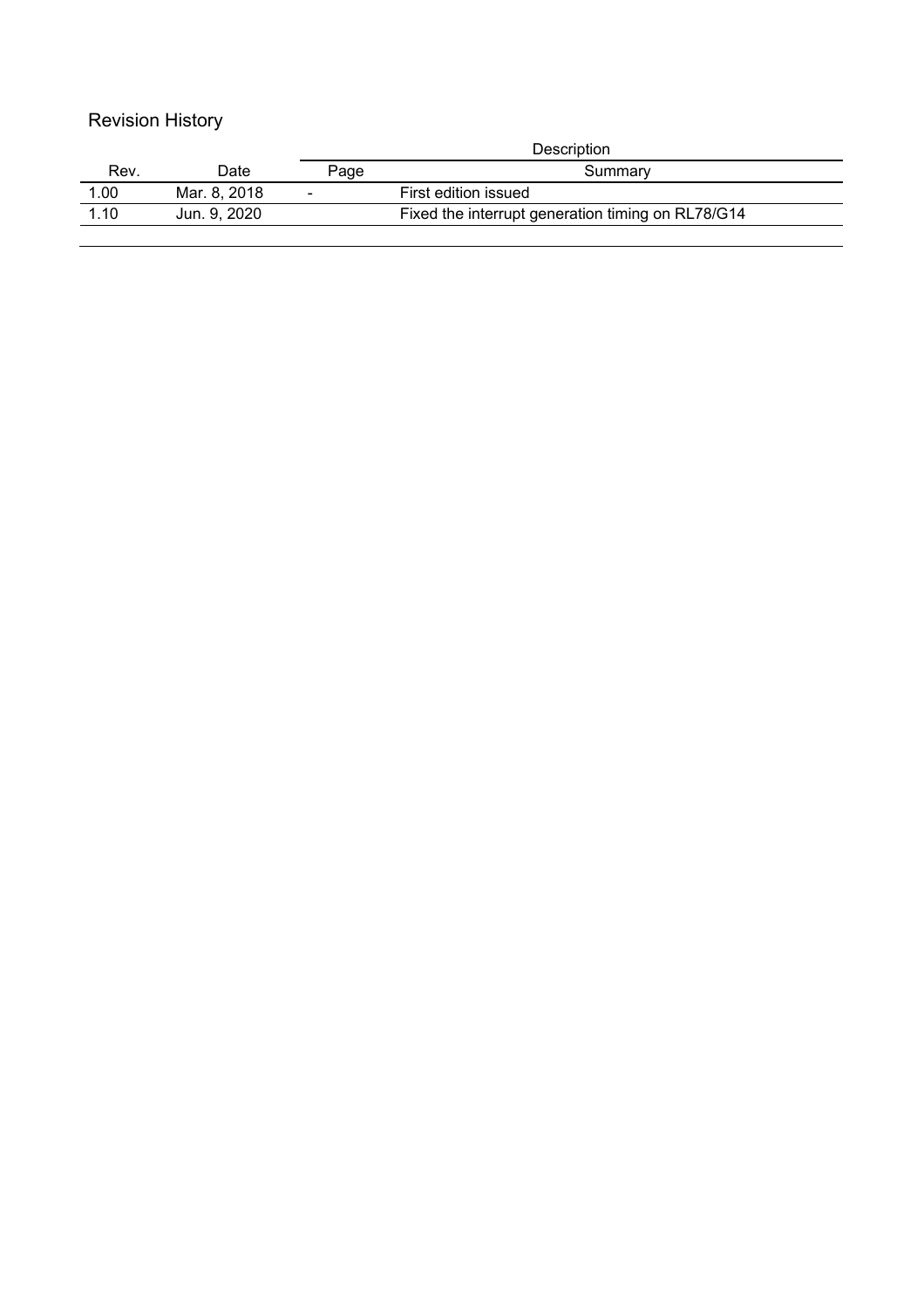# Revision History

| Rev. | Date | Description | |
|---|---|---|---|
| | | Page | Summary |
| 1.00 | Mar. 8, 2018 | - | First edition issued |
| 1.10 | Jun. 9, 2020 | | Fixed the interrupt generation timing on RL78/G14 |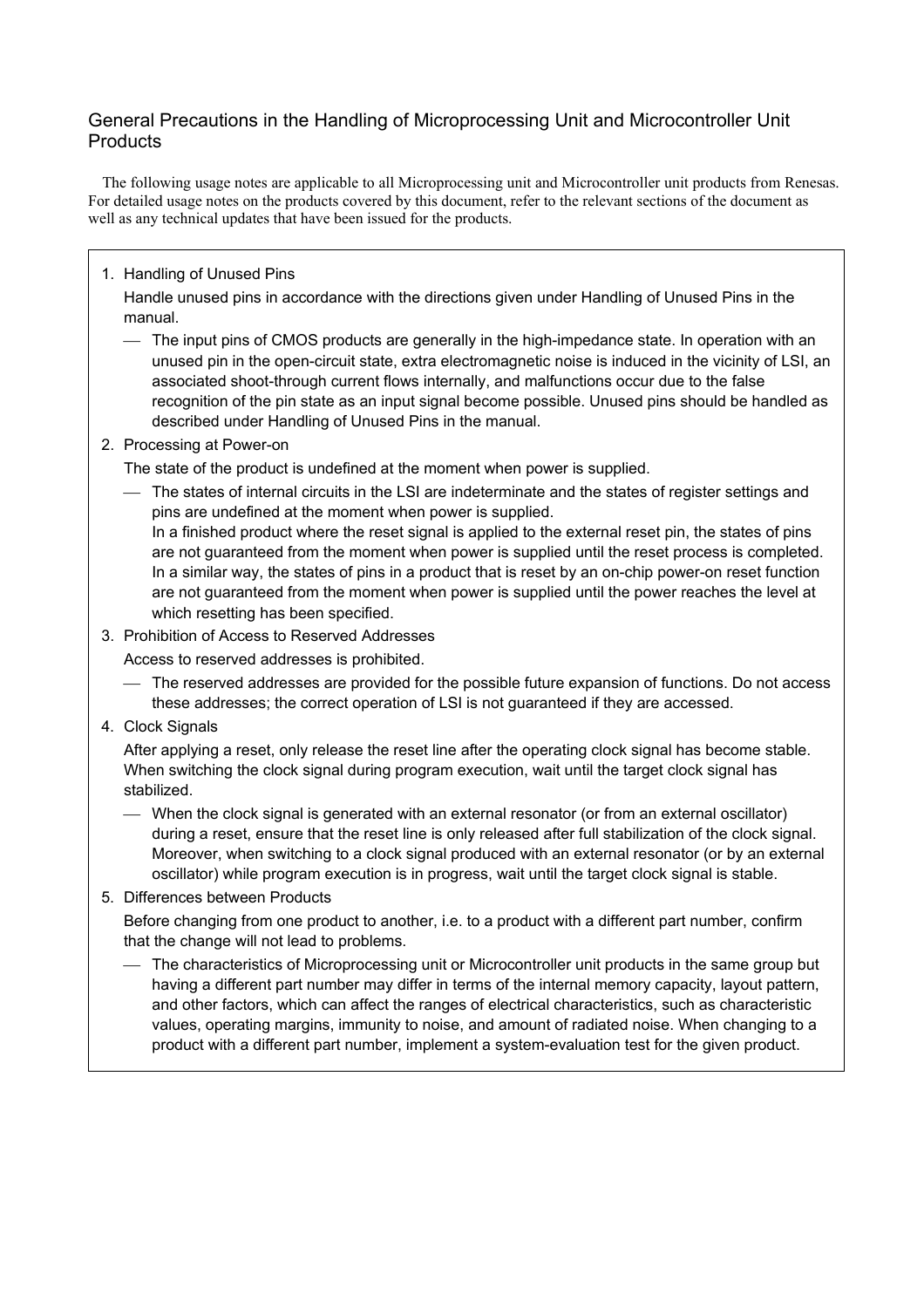# General Precautions in the Handling of Microprocessing Unit and Microcontroller Unit Products

The following usage notes are applicable to all Microprocessing unit and Microcontroller unit products from Renesas. For detailed usage notes on the products covered by this document, refer to the relevant sections of the document as well as any technical updates that have been issued for the products.

1. Handling of Unused Pins

   Handle unused pins in accordance with the directions given under Handling of Unused Pins in the manual.

   — The input pins of CMOS products are generally in the high-impedance state. In operation with an unused pin in the open-circuit state, extra electromagnetic noise is induced in the vicinity of LSI, an associated shoot-through current flows internally, and malfunctions occur due to the false recognition of the pin state as an input signal become possible. Unused pins should be handled as described under Handling of Unused Pins in the manual.

2. Processing at Power-on

   The state of the product is undefined at the moment when power is supplied.

   — The states of internal circuits in the LSI are indeterminate and the states of register settings and pins are undefined at the moment when power is supplied.
   In a finished product where the reset signal is applied to the external reset pin, the states of pins are not guaranteed from the moment when power is supplied until the reset process is completed.
   In a similar way, the states of pins in a product that is reset by an on-chip power-on reset function are not guaranteed from the moment when power is supplied until the power reaches the level at which resetting has been specified.

3. Prohibition of Access to Reserved Addresses

   Access to reserved addresses is prohibited.

   — The reserved addresses are provided for the possible future expansion of functions. Do not access these addresses; the correct operation of LSI is not guaranteed if they are accessed.

4. Clock Signals

   After applying a reset, only release the reset line after the operating clock signal has become stable. When switching the clock signal during program execution, wait until the target clock signal has stabilized.

   — When the clock signal is generated with an external resonator (or from an external oscillator) during a reset, ensure that the reset line is only released after full stabilization of the clock signal. Moreover, when switching to a clock signal produced with an external resonator (or by an external oscillator) while program execution is in progress, wait until the target clock signal is stable.

5. Differences between Products

   Before changing from one product to another, i.e. to a product with a different part number, confirm that the change will not lead to problems.

   — The characteristics of Microprocessing unit or Microcontroller unit products in the same group but having a different part number may differ in terms of the internal memory capacity, layout pattern, and other factors, which can affect the ranges of electrical characteristics, such as characteristic values, operating margins, immunity to noise, and amount of radiated noise. When changing to a product with a different part number, implement a system-evaluation test for the given product.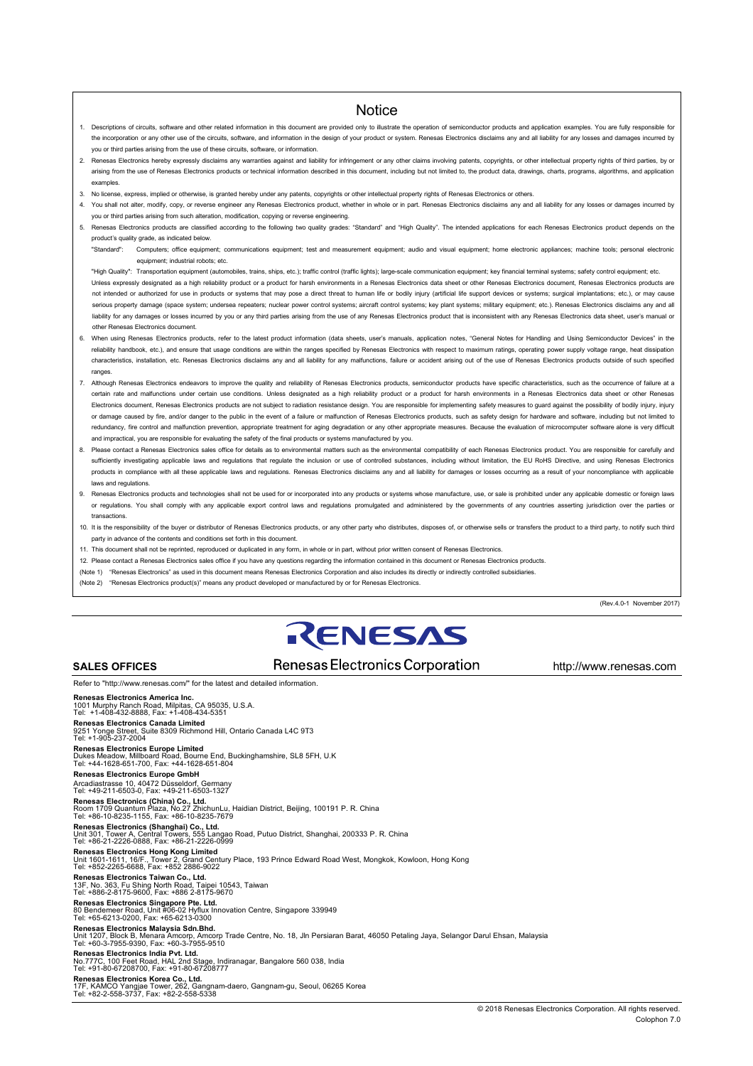# Notice

1. Descriptions of circuits, software and other related information in this document are provided only to illustrate the operation of semiconductor products and application examples. You are fully responsible for the incorporation or any other use of the circuits, software, and information in the design of your product or system. Renesas Electronics disclaims any and all liability for any losses and damages incurred by you or third parties arising from the use of these circuits, software, or information.
2. Renesas Electronics hereby expressly disclaims any warranties against and liability for infringement or any other claims involving patents, copyrights, or other intellectual property rights of third parties, by or arising from the use of Renesas Electronics products or technical information described in this document, including but not limited to, the product data, drawings, charts, programs, algorithms, and application examples.
3. No license, express, implied or otherwise, is granted hereby under any patents, copyrights or other intellectual property rights of Renesas Electronics or others.
4. You shall not alter, modify, copy, or reverse engineer any Renesas Electronics product, whether in whole or in part. Renesas Electronics disclaims any and all liability for any losses or damages incurred by you or third parties arising from such alteration, modification, copying or reverse engineering.
5. Renesas Electronics products are classified according to the following two quality grades: "Standard" and "High Quality". The intended applications for each Renesas Electronics product depends on the product's quality grade, as indicated below.
   "Standard": Computers; office equipment; communications equipment; test and measurement equipment; audio and visual equipment; home electronic appliances; machine tools; personal electronic equipment; industrial robots; etc.
   "High Quality": Transportation equipment (automobiles, trains, ships, etc.); traffic control (traffic lights); large-scale communication equipment; key financial terminal systems; safety control equipment; etc.
   Unless expressly designated as a high reliability product or a product for harsh environments in a Renesas Electronics data sheet or other Renesas Electronics document, Renesas Electronics products are not intended or authorized for use in products or systems that may pose a direct threat to human life or bodily injury (artificial life support devices or systems; surgical implantations; etc.), or may cause serious property damage (space system; undersea repeaters; nuclear power control systems; aircraft control systems; key plant systems; military equipment; etc.). Renesas Electronics disclaims any and all liability for any damages or losses incurred by you or any third parties arising from the use of any Renesas Electronics product that is inconsistent with any Renesas Electronics data sheet, user's manual or other Renesas Electronics document.
6. When using Renesas Electronics products, refer to the latest product information (data sheets, user's manuals, application notes, "General Notes for Handling and Using Semiconductor Devices" in the reliability handbook, etc.), and ensure that usage conditions are within the ranges specified by Renesas Electronics with respect to maximum ratings, operating power supply voltage range, heat dissipation characteristics, installation, etc. Renesas Electronics disclaims any and all liability for any malfunctions, failure or accident arising out of the use of Renesas Electronics products outside of such specified ranges.
7. Although Renesas Electronics endeavors to improve the quality and reliability of Renesas Electronics products, semiconductor products have specific characteristics, such as the occurrence of failure at a certain rate and malfunctions under certain use conditions. Unless designated as a high reliability product or a product for harsh environments in a Renesas Electronics data sheet or other Renesas Electronics document, Renesas Electronics products are not subject to radiation resistance design. You are responsible for implementing safety measures to guard against the possibility of bodily injury, injury or damage caused by fire, and/or danger to the public in the event of a failure or malfunction of Renesas Electronics products, such as safety design for hardware and software, including but not limited to redundancy, fire control and malfunction prevention, appropriate treatment for aging degradation or any other appropriate measures. Because the evaluation of microcomputer software alone is very difficult and impractical, you are responsible for evaluating the safety of the final products or systems manufactured by you.
8. Please contact a Renesas Electronics sales office for details as to environmental matters such as the environmental compatibility of each Renesas Electronics product. You are responsible for carefully and sufficiently investigating applicable laws and regulations that regulate the inclusion or use of controlled substances, including without limitation, the EU RoHS Directive, and using Renesas Electronics products in compliance with all these applicable laws and regulations. Renesas Electronics disclaims any and all liability for damages or losses occurring as a result of your noncompliance with applicable laws and regulations.
9. Renesas Electronics products and technologies shall not be used for or incorporated into any products or systems whose manufacture, use, or sale is prohibited under any applicable domestic or foreign laws or regulations. You shall comply with any applicable export control laws and regulations promulgated and administered by the governments of any countries asserting jurisdiction over the parties or transactions.
10. It is the responsibility of the buyer or distributor of Renesas Electronics products, or any other party who distributes, disposes of, or otherwise sells or transfers the product to a third party, to notify such third party in advance of the contents and conditions set forth in this document.
11. This document shall not be reprinted, reproduced or duplicated in any form, in whole or in part, without prior written consent of Renesas Electronics.
12. Please contact a Renesas Electronics sales office if you have any questions regarding the information contained in this document or Renesas Electronics products.

(Note 1) "Renesas Electronics" as used in this document means Renesas Electronics Corporation and also includes its directly or indirectly controlled subsidiaries.

(Note 2) "Renesas Electronics product(s)" means any product developed or manufactured by or for Renesas Electronics.

(Rev.4.0-1 November 2017)

RENESAS

**SALES OFFICES** Renesas Electronics Corporation http://www.renesas.com

Refer to "http://www.renesas.com/" for the latest and detailed information.

**Renesas Electronics America Inc.**
1001 Murphy Ranch Road, Milpitas, CA 95035, U.S.A.
Tel: +1-408-432-8888, Fax: +1-408-434-5351

**Renesas Electronics Canada Limited**
9251 Yonge Street, Suite 8309 Richmond Hill, Ontario Canada L4C 9T3
Tel: +1-905-237-2004

**Renesas Electronics Europe Limited**
Dukes Meadow, Millboard Road, Bourne End, Buckinghamshire, SL8 5FH, U.K
Tel: +44-1628-651-700, Fax: +44-1628-651-804

**Renesas Electronics Europe GmbH**
Arcadiastrasse 10, 40472 Düsseldorf, Germany
Tel: +49-211-6503-0, Fax: +49-211-6503-1327

**Renesas Electronics (China) Co., Ltd.**
Room 1709 Quantum Plaza, No.27 ZhichunLu, Haidian District, Beijing, 100191 P. R. China
Tel: +86-10-8235-1155, Fax: +86-10-8235-7679

**Renesas Electronics (Shanghai) Co., Ltd.**
Unit 301, Tower A, Central Towers, 555 Langao Road, Putuo District, Shanghai, 200333 P. R. China
Tel: +86-21-2226-0888, Fax: +86-21-2226-0999

**Renesas Electronics Hong Kong Limited**
Unit 1601-1611, 16/F., Tower 2, Grand Century Place, 193 Prince Edward Road West, Mongkok, Kowloon, Hong Kong
Tel: +852-2265-6688, Fax: +852 2886-9022

**Renesas Electronics Taiwan Co., Ltd.**
13F, No. 363, Fu Shing North Road, Taipei 10543, Taiwan
Tel: +886-2-8175-9600, Fax: +886 2-8175-9670

**Renesas Electronics Singapore Pte. Ltd.**
80 Bendemeer Road, Unit #06-02 Hyflux Innovation Centre, Singapore 339949
Tel: +65-6213-0200, Fax: +65-6213-0300

**Renesas Electronics Malaysia Sdn.Bhd.**
Unit 1207, Block B, Menara Amcorp, Amcorp Trade Centre, No. 18, Jln Persiaran Barat, 46050 Petaling Jaya, Selangor Darul Ehsan, Malaysia
Tel: +60-3-7955-9390, Fax: +60-3-7955-9510

**Renesas Electronics India Pvt. Ltd.**
No.777C, 100 Feet Road, HAL 2nd Stage, Indiranagar, Bangalore 560 038, India
Tel: +91-80-67208700, Fax: +91-80-67208777

**Renesas Electronics Korea Co., Ltd.**
17F, KAMCO Yangjae Tower, 262, Gangnam-daero, Gangnam-gu, Seoul, 06265 Korea
Tel: +82-2-558-3737, Fax: +82-2-558-5338

© 2018 Renesas Electronics Corporation. All rights reserved.
Colophon 7.0